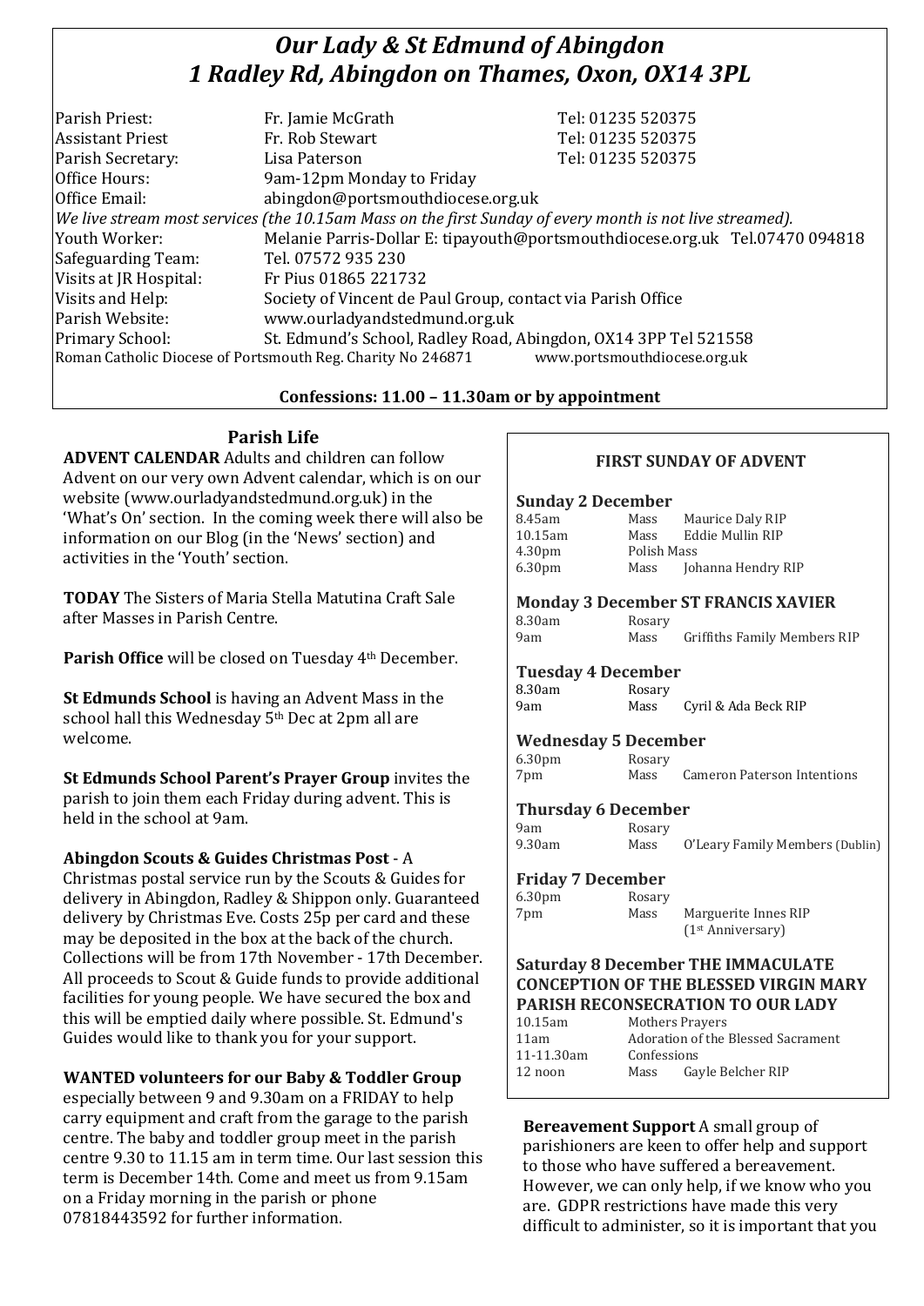# *Our Lady & St Edmund of Abingdon*
# *1 Radley Rd, Abingdon on Thames, Oxon, OX14 3PL*

| | | |
|---|---|---|
| Parish Priest: | Fr. Jamie McGrath | Tel: 01235 520375 |
| Assistant Priest | Fr. Rob Stewart | Tel: 01235 520375 |
| Parish Secretary: | Lisa Paterson | Tel: 01235 520375 |
| Office Hours: | 9am-12pm Monday to Friday | |
| Office Email: | abingdon@portsmouthdiocese.org.uk | |

*We live stream most services (the 10.15am Mass on the first Sunday of every month is not live streamed).*

| | |
|---|---|
| Youth Worker: | Melanie Parris-Dollar E: tipayouth@portsmouthdiocese.org.uk Tel.07470 094818 |
| Safeguarding Team: | Tel. 07572 935 230 |
| Visits at JR Hospital: | Fr Pius 01865 221732 |
| Visits and Help: | Society of Vincent de Paul Group, contact via Parish Office |
| Parish Website: | www.ourladyandstedmund.org.uk |
| Primary School: | St. Edmund's School, Radley Road, Abingdon, OX14 3PP Tel 521558 |

Roman Catholic Diocese of Portsmouth Reg. Charity No 246871 www.portsmouthdiocese.org.uk

**Confessions: 11.00 – 11.30am or by appointment**

## Parish Life

**ADVENT CALENDAR** Adults and children can follow Advent on our very own Advent calendar, which is on our website (www.ourladyandstedmund.org.uk) in the 'What's On' section. In the coming week there will also be information on our Blog (in the 'News' section) and activities in the 'Youth' section.

**TODAY** The Sisters of Maria Stella Matutina Craft Sale after Masses in Parish Centre.

**Parish Office** will be closed on Tuesday 4th December.

**St Edmunds School** is having an Advent Mass in the school hall this Wednesday 5th Dec at 2pm all are welcome.

**St Edmunds School Parent's Prayer Group** invites the parish to join them each Friday during advent. This is held in the school at 9am.

**Abingdon Scouts & Guides Christmas Post** - A Christmas postal service run by the Scouts & Guides for delivery in Abingdon, Radley & Shippon only. Guaranteed delivery by Christmas Eve. Costs 25p per card and these may be deposited in the box at the back of the church. Collections will be from 17th November - 17th December. All proceeds to Scout & Guide funds to provide additional facilities for young people. We have secured the box and this will be emptied daily where possible. St. Edmund's Guides would like to thank you for your support.

**WANTED volunteers for our Baby & Toddler Group** especially between 9 and 9.30am on a FRIDAY to help carry equipment and craft from the garage to the parish centre. The baby and toddler group meet in the parish centre 9.30 to 11.15 am in term time. Our last session this term is December 14th. Come and meet us from 9.15am on a Friday morning in the parish or phone 07818443592 for further information.

### FIRST SUNDAY OF ADVENT

**Sunday 2 December**

| | | |
|---|---|---|
| 8.45am | Mass | Maurice Daly RIP |
| 10.15am | Mass | Eddie Mullin RIP |
| 4.30pm | Polish Mass | |
| 6.30pm | Mass | Johanna Hendry RIP |

**Monday 3 December ST FRANCIS XAVIER**

| | | |
|---|---|---|
| 8.30am | Rosary | |
| 9am | Mass | Griffiths Family Members RIP |

**Tuesday 4 December**

| | | |
|---|---|---|
| 8.30am | Rosary | |
| 9am | Mass | Cyril & Ada Beck RIP |

**Wednesday 5 December**

| | | |
|---|---|---|
| 6.30pm | Rosary | |
| 7pm | Mass | Cameron Paterson Intentions |

**Thursday 6 December**

| | | |
|---|---|---|
| 9am | Rosary | |
| 9.30am | Mass | O'Leary Family Members (Dublin) |

**Friday 7 December**

| | | |
|---|---|---|
| 6.30pm | Rosary | |
| 7pm | Mass | Marguerite Innes RIP (1st Anniversary) |

**Saturday 8 December THE IMMACULATE CONCEPTION OF THE BLESSED VIRGIN MARY PARISH RECONSECRATION TO OUR LADY**

| | |
|---|---|
| 10.15am | Mothers Prayers |
| 11am | Adoration of the Blessed Sacrament |
| 11-11.30am | Confessions |
| 12 noon | Mass Gayle Belcher RIP |

**Bereavement Support** A small group of parishioners are keen to offer help and support to those who have suffered a bereavement. However, we can only help, if we know who you are. GDPR restrictions have made this very difficult to administer, so it is important that you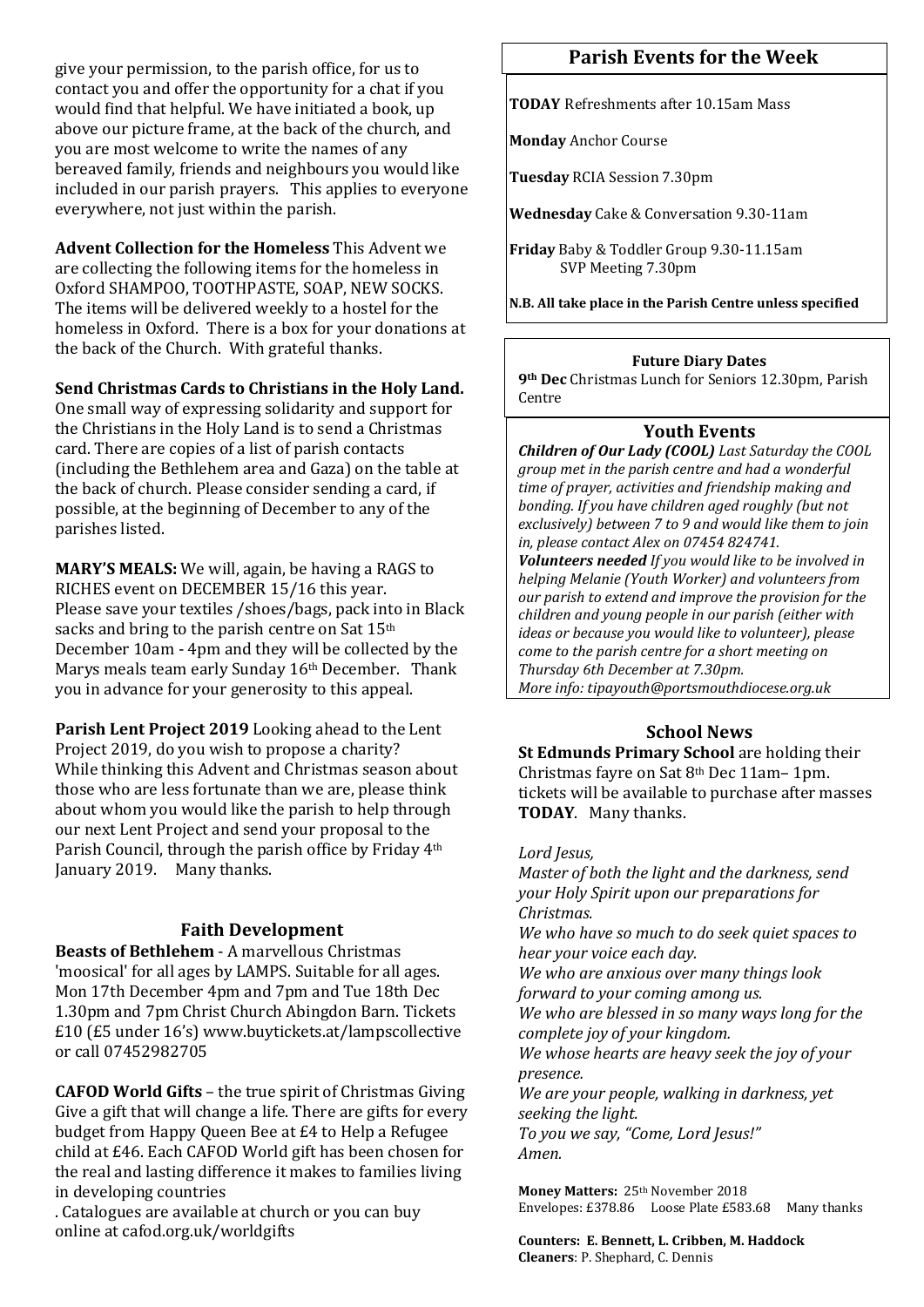give your permission, to the parish office, for us to contact you and offer the opportunity for a chat if you would find that helpful. We have initiated a book, up above our picture frame, at the back of the church, and you are most welcome to write the names of any bereaved family, friends and neighbours you would like included in our parish prayers. This applies to everyone everywhere, not just within the parish.

**Advent Collection for the Homeless** This Advent we are collecting the following items for the homeless in Oxford SHAMPOO, TOOTHPASTE, SOAP, NEW SOCKS. The items will be delivered weekly to a hostel for the homeless in Oxford. There is a box for your donations at the back of the Church. With grateful thanks.

**Send Christmas Cards to Christians in the Holy Land.** One small way of expressing solidarity and support for the Christians in the Holy Land is to send a Christmas card. There are copies of a list of parish contacts (including the Bethlehem area and Gaza) on the table at the back of church. Please consider sending a card, if possible, at the beginning of December to any of the parishes listed.

**MARY'S MEALS:** We will, again, be having a RAGS to RICHES event on DECEMBER 15/16 this year. Please save your textiles /shoes/bags, pack into in Black sacks and bring to the parish centre on Sat 15th December 10am - 4pm and they will be collected by the Marys meals team early Sunday 16th December. Thank you in advance for your generosity to this appeal.

**Parish Lent Project 2019** Looking ahead to the Lent Project 2019, do you wish to propose a charity? While thinking this Advent and Christmas season about those who are less fortunate than we are, please think about whom you would like the parish to help through our next Lent Project and send your proposal to the Parish Council, through the parish office by Friday 4th January 2019. Many thanks.

## Faith Development

**Beasts of Bethlehem** - A marvellous Christmas 'moosical' for all ages by LAMPS. Suitable for all ages. Mon 17th December 4pm and 7pm and Tue 18th Dec 1.30pm and 7pm Christ Church Abingdon Barn. Tickets £10 (£5 under 16's) www.buytickets.at/lampscollective or call 07452982705

**CAFOD World Gifts** – the true spirit of Christmas Giving Give a gift that will change a life. There are gifts for every budget from Happy Queen Bee at £4 to Help a Refugee child at £46. Each CAFOD World gift has been chosen for the real and lasting difference it makes to families living in developing countries

. Catalogues are available at church or you can buy online at cafod.org.uk/worldgifts

## Parish Events for the Week

**TODAY** Refreshments after 10.15am Mass

**Monday** Anchor Course

**Tuesday** RCIA Session 7.30pm

**Wednesday** Cake & Conversation 9.30-11am

**Friday** Baby & Toddler Group 9.30-11.15am
SVP Meeting 7.30pm

**N.B. All take place in the Parish Centre unless specified**

**Future Diary Dates**

**9th Dec** Christmas Lunch for Seniors 12.30pm, Parish Centre

## Youth Events

***Children of Our Lady (COOL)*** *Last Saturday the COOL group met in the parish centre and had a wonderful time of prayer, activities and friendship making and bonding. If you have children aged roughly (but not exclusively) between 7 to 9 and would like them to join in, please contact Alex on 07454 824741.*

***Volunteers needed*** *If you would like to be involved in helping Melanie (Youth Worker) and volunteers from our parish to extend and improve the provision for the children and young people in our parish (either with ideas or because you would like to volunteer), please come to the parish centre for a short meeting on Thursday 6th December at 7.30pm.*

*More info: tipayouth@portsmouthdiocese.org.uk*

## School News

**St Edmunds Primary School** are holding their Christmas fayre on Sat 8th Dec 11am– 1pm. tickets will be available to purchase after masses **TODAY**. Many thanks.

*Lord Jesus,*
*Master of both the light and the darkness, send your Holy Spirit upon our preparations for Christmas.*
*We who have so much to do seek quiet spaces to hear your voice each day.*
*We who are anxious over many things look forward to your coming among us.*
*We who are blessed in so many ways long for the complete joy of your kingdom.*
*We whose hearts are heavy seek the joy of your presence.*
*We are your people, walking in darkness, yet seeking the light.*
*To you we say, "Come, Lord Jesus!"*
*Amen.*

**Money Matters:** 25th November 2018
Envelopes: £378.86 Loose Plate £583.68 Many thanks

**Counters: E. Bennett, L. Cribben, M. Haddock**
**Cleaners**: P. Shephard, C. Dennis